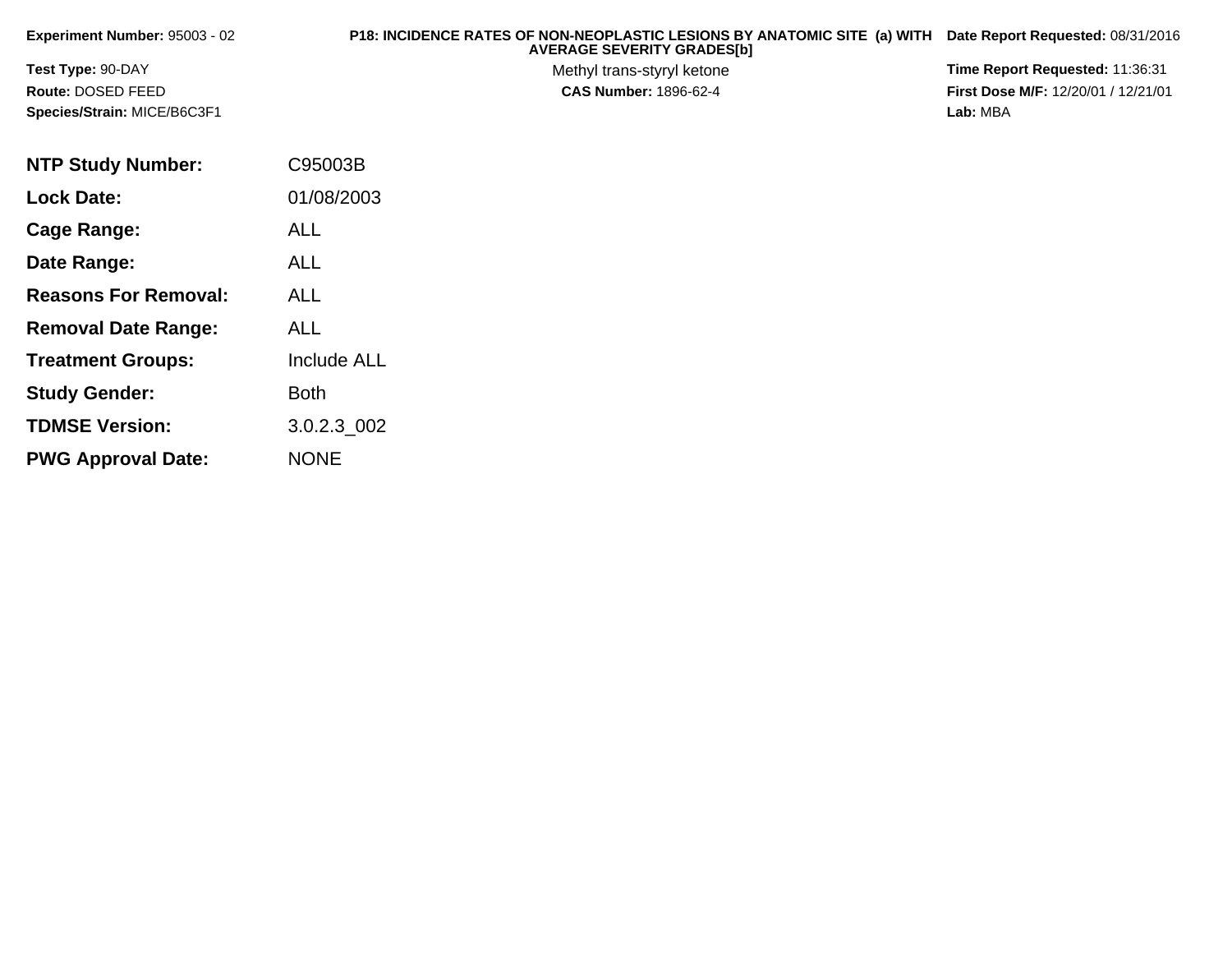**Experiment Number:** 95003 - 02

**Test Type:** 90-DAY

**Route:** DOSED FEED

**Species/Strain:** MICE/B6C3F1

**P18: INCIDENCE RATES OF NON-NEOPLASTIC LESIONS BY ANATOMIC SITE (a) WITH AVERAGE SEVERITY GRADES[b]**

Methyl trans-styryl ketone

**CAS Number:** 1896-62-4

**Date Report Requested:** 08/31/2016

**Time Report Requested:** 11:36:31

**First Dose M/F:** 12/20/01 / 12/21/01

**Lab:** MBA

| | |
|---|---|
| **NTP Study Number:** | C95003B |
| **Lock Date:** | 01/08/2003 |
| **Cage Range:** | ALL |
| **Date Range:** | ALL |
| **Reasons For Removal:** | ALL |
| **Removal Date Range:** | ALL |
| **Treatment Groups:** | Include ALL |
| **Study Gender:** | Both |
| **TDMSE Version:** | 3.0.2.3_002 |
| **PWG Approval Date:** | NONE |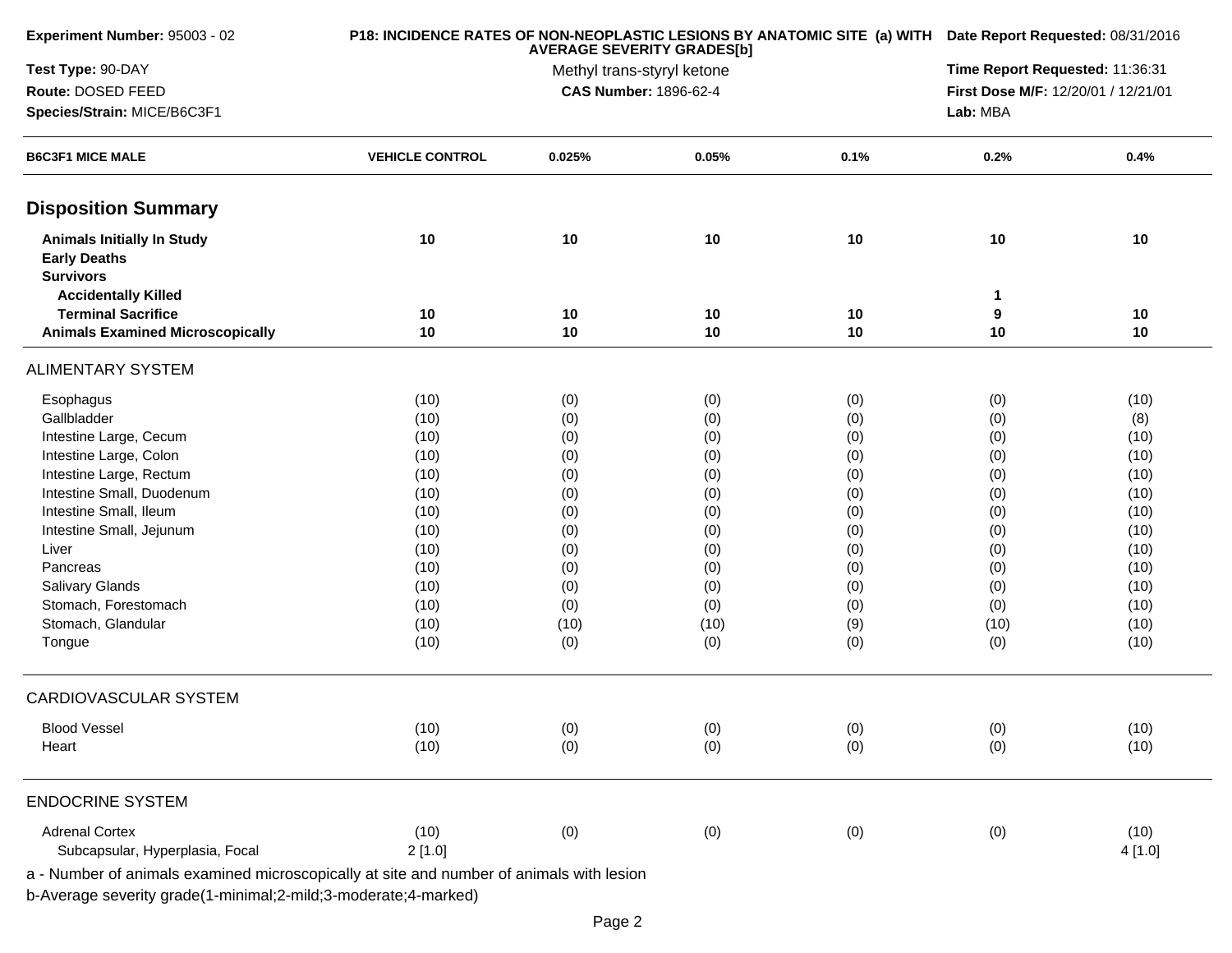| Experiment Number: 95003 - 02 | P18: INCIDENCE RATES OF NON-NEOPLASTIC LESIONS BY ANATOMIC SITE (a) WITH AVERAGE SEVERITY GRADES[b] | Date Report Requested: 08/31/2016 |
|---|---|---|
| Test Type: 90-DAY | Methyl trans-styryl ketone | Time Report Requested: 11:36:31 |
| Route: DOSED FEED | CAS Number: 1896-62-4 | First Dose M/F: 12/20/01 / 12/21/01 |
| Species/Strain: MICE/B6C3F1 | | Lab: MBA |

| B6C3F1 MICE MALE | VEHICLE CONTROL | 0.025% | 0.05% | 0.1% | 0.2% | 0.4% |
|---|---|---|---|---|---|---|
| **Disposition Summary** | | | | | | |
| **Animals Initially In Study** | **10** | **10** | **10** | **10** | **10** | **10** |
| **Early Deaths** | | | | | | |
| **Survivors** | | | | | | |
| **Accidentally Killed** | | | | | **1** | |
| **Terminal Sacrifice** | **10** | **10** | **10** | **10** | **9** | **10** |
| **Animals Examined Microscopically** | **10** | **10** | **10** | **10** | **10** | **10** |
| ALIMENTARY SYSTEM | | | | | | |
| Esophagus | (10) | (0) | (0) | (0) | (0) | (10) |
| Gallbladder | (10) | (0) | (0) | (0) | (0) | (8) |
| Intestine Large, Cecum | (10) | (0) | (0) | (0) | (0) | (10) |
| Intestine Large, Colon | (10) | (0) | (0) | (0) | (0) | (10) |
| Intestine Large, Rectum | (10) | (0) | (0) | (0) | (0) | (10) |
| Intestine Small, Duodenum | (10) | (0) | (0) | (0) | (0) | (10) |
| Intestine Small, Ileum | (10) | (0) | (0) | (0) | (0) | (10) |
| Intestine Small, Jejunum | (10) | (0) | (0) | (0) | (0) | (10) |
| Liver | (10) | (0) | (0) | (0) | (0) | (10) |
| Pancreas | (10) | (0) | (0) | (0) | (0) | (10) |
| Salivary Glands | (10) | (0) | (0) | (0) | (0) | (10) |
| Stomach, Forestomach | (10) | (0) | (0) | (0) | (0) | (10) |
| Stomach, Glandular | (10) | (10) | (10) | (9) | (10) | (10) |
| Tongue | (10) | (0) | (0) | (0) | (0) | (10) |
| CARDIOVASCULAR SYSTEM | | | | | | |
| Blood Vessel | (10) | (0) | (0) | (0) | (0) | (10) |
| Heart | (10) | (0) | (0) | (0) | (0) | (10) |
| ENDOCRINE SYSTEM | | | | | | |
| Adrenal Cortex | (10) | (0) | (0) | (0) | (0) | (10) |
| Subcapsular, Hyperplasia, Focal | 2 [1.0] | | | | | 4 [1.0] |

a - Number of animals examined microscopically at site and number of animals with lesion

b-Average severity grade(1-minimal;2-mild;3-moderate;4-marked)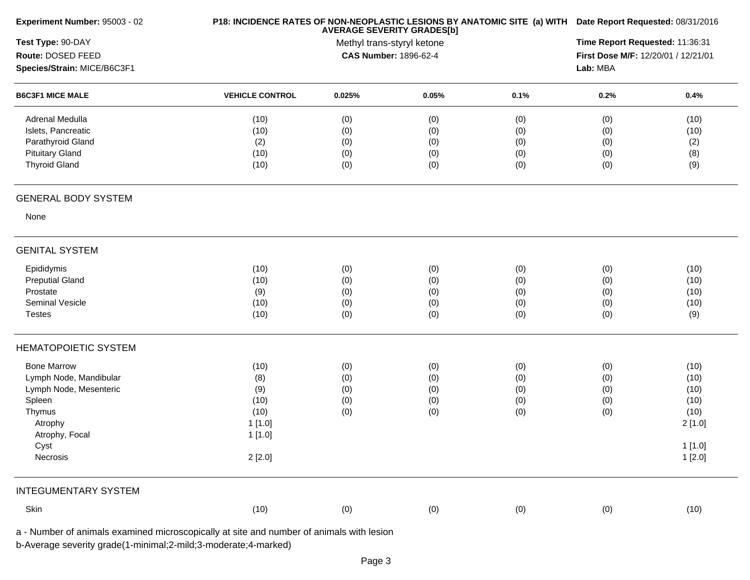**Experiment Number:** 95003 - 02

**Test Type:** 90-DAY

**Route:** DOSED FEED

**Species/Strain:** MICE/B6C3F1

**P18: INCIDENCE RATES OF NON-NEOPLASTIC LESIONS BY ANATOMIC SITE (a) WITH AVERAGE SEVERITY GRADES[b]**

Methyl trans-styryl ketone

**CAS Number:** 1896-62-4

**Date Report Requested:** 08/31/2016

**Time Report Requested:** 11:36:31

**First Dose M/F:** 12/20/01 / 12/21/01

**Lab:** MBA

| B6C3F1 MICE MALE | VEHICLE CONTROL | 0.025% | 0.05% | 0.1% | 0.2% | 0.4% |
|---|---|---|---|---|---|---|
| Adrenal Medulla | (10) | (0) | (0) | (0) | (0) | (10) |
| Islets, Pancreatic | (10) | (0) | (0) | (0) | (0) | (10) |
| Parathyroid Gland | (2) | (0) | (0) | (0) | (0) | (2) |
| Pituitary Gland | (10) | (0) | (0) | (0) | (0) | (8) |
| Thyroid Gland | (10) | (0) | (0) | (0) | (0) | (9) |
| **GENERAL BODY SYSTEM** | | | | | | |
| None | | | | | | |
| **GENITAL SYSTEM** | | | | | | |
| Epididymis | (10) | (0) | (0) | (0) | (0) | (10) |
| Preputial Gland | (10) | (0) | (0) | (0) | (0) | (10) |
| Prostate | (9) | (0) | (0) | (0) | (0) | (10) |
| Seminal Vesicle | (10) | (0) | (0) | (0) | (0) | (10) |
| Testes | (10) | (0) | (0) | (0) | (0) | (9) |
| **HEMATOPOIETIC SYSTEM** | | | | | | |
| Bone Marrow | (10) | (0) | (0) | (0) | (0) | (10) |
| Lymph Node, Mandibular | (8) | (0) | (0) | (0) | (0) | (10) |
| Lymph Node, Mesenteric | (9) | (0) | (0) | (0) | (0) | (10) |
| Spleen | (10) | (0) | (0) | (0) | (0) | (10) |
| Thymus | (10) | (0) | (0) | (0) | (0) | (10) |
| Atrophy | 1 [1.0] | | | | | 2 [1.0] |
| Atrophy, Focal | 1 [1.0] | | | | | |
| Cyst | | | | | | 1 [1.0] |
| Necrosis | 2 [2.0] | | | | | 1 [2.0] |
| **INTEGUMENTARY SYSTEM** | | | | | | |
| Skin | (10) | (0) | (0) | (0) | (0) | (10) |

a - Number of animals examined microscopically at site and number of animals with lesion

b-Average severity grade(1-minimal;2-mild;3-moderate;4-marked)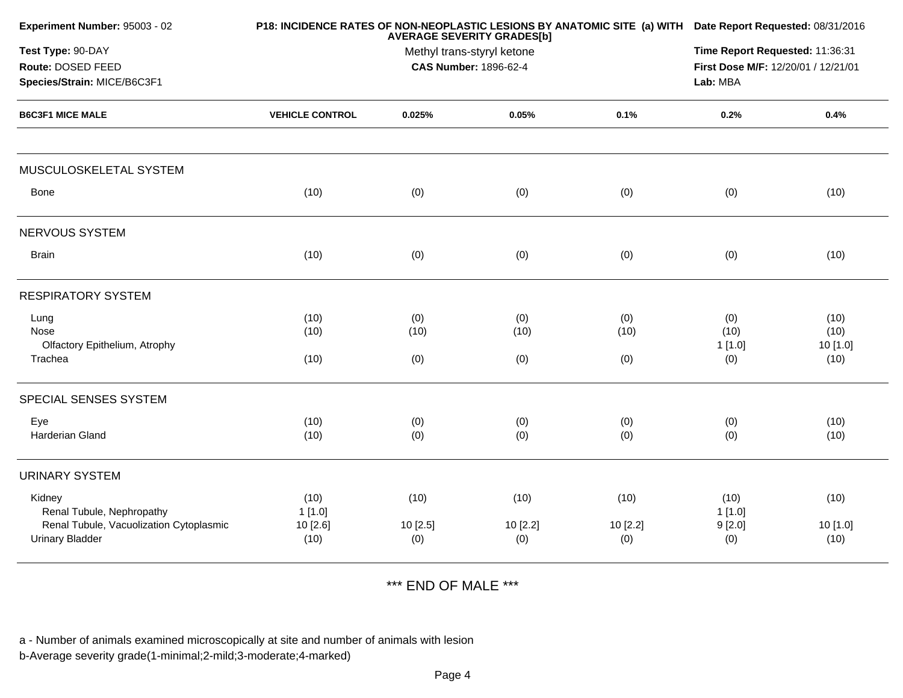**Experiment Number:** 95003 - 02
**Test Type:** 90-DAY
**Route:** DOSED FEED
**Species/Strain:** MICE/B6C3F1

**P18: INCIDENCE RATES OF NON-NEOPLASTIC LESIONS BY ANATOMIC SITE (a) WITH AVERAGE SEVERITY GRADES[b]**
Methyl trans-styryl ketone
**CAS Number:** 1896-62-4

**Date Report Requested:** 08/31/2016
**Time Report Requested:** 11:36:31
**First Dose M/F:** 12/20/01 / 12/21/01
**Lab:** MBA

| B6C3F1 MICE MALE | VEHICLE CONTROL | 0.025% | 0.05% | 0.1% | 0.2% | 0.4% |
|---|---|---|---|---|---|---|
| MUSCULOSKELETAL SYSTEM | | | | | | |
| Bone | (10) | (0) | (0) | (0) | (0) | (10) |
| NERVOUS SYSTEM | | | | | | |
| Brain | (10) | (0) | (0) | (0) | (0) | (10) |
| RESPIRATORY SYSTEM | | | | | | |
| Lung | (10) | (0) | (0) | (0) | (0) | (10) |
| Nose | (10) | (10) | (10) | (10) | (10) | (10) |
| Olfactory Epithelium, Atrophy | | | | | 1 [1.0] | 10 [1.0] |
| Trachea | (10) | (0) | (0) | (0) | (0) | (10) |
| SPECIAL SENSES SYSTEM | | | | | | |
| Eye | (10) | (0) | (0) | (0) | (0) | (10) |
| Harderian Gland | (10) | (0) | (0) | (0) | (0) | (10) |
| URINARY SYSTEM | | | | | | |
| Kidney | (10) | (10) | (10) | (10) | (10) | (10) |
| Renal Tubule, Nephropathy | 1 [1.0] | | | | 1 [1.0] | |
| Renal Tubule, Vacuolization Cytoplasmic | 10 [2.6] | 10 [2.5] | 10 [2.2] | 10 [2.2] | 9 [2.0] | 10 [1.0] |
| Urinary Bladder | (10) | (0) | (0) | (0) | (0) | (10) |

*** END OF MALE ***

a - Number of animals examined microscopically at site and number of animals with lesion
b-Average severity grade(1-minimal;2-mild;3-moderate;4-marked)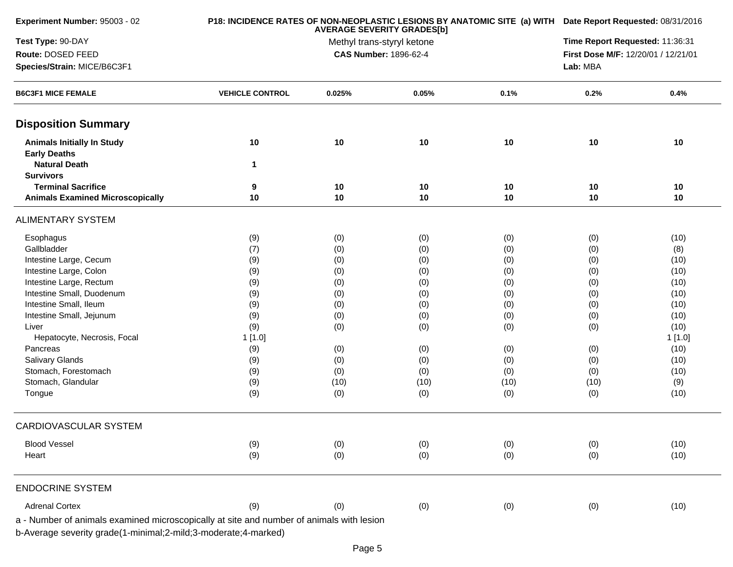**Experiment Number:** 95003 - 02

**Test Type:** 90-DAY

**Route:** DOSED FEED

**Species/Strain:** MICE/B6C3F1

**P18: INCIDENCE RATES OF NON-NEOPLASTIC LESIONS BY ANATOMIC SITE (a) WITH AVERAGE SEVERITY GRADES[b]**

Methyl trans-styryl ketone

**CAS Number:** 1896-62-4

**Date Report Requested:** 08/31/2016

**Time Report Requested:** 11:36:31

**First Dose M/F:** 12/20/01 / 12/21/01

**Lab:** MBA

| B6C3F1 MICE FEMALE | VEHICLE CONTROL | 0.025% | 0.05% | 0.1% | 0.2% | 0.4% |
|---|---|---|---|---|---|---|
| **Disposition Summary** | | | | | | |
| **Animals Initially In Study** | **10** | **10** | **10** | **10** | **10** | **10** |
| **Early Deaths** | | | | | | |
| **Natural Death** | **1** | | | | | |
| **Survivors** | | | | | | |
| **Terminal Sacrifice** | **9** | **10** | **10** | **10** | **10** | **10** |
| **Animals Examined Microscopically** | **10** | **10** | **10** | **10** | **10** | **10** |
| ALIMENTARY SYSTEM | | | | | | |
| Esophagus | (9) | (0) | (0) | (0) | (0) | (10) |
| Gallbladder | (7) | (0) | (0) | (0) | (0) | (8) |
| Intestine Large, Cecum | (9) | (0) | (0) | (0) | (0) | (10) |
| Intestine Large, Colon | (9) | (0) | (0) | (0) | (0) | (10) |
| Intestine Large, Rectum | (9) | (0) | (0) | (0) | (0) | (10) |
| Intestine Small, Duodenum | (9) | (0) | (0) | (0) | (0) | (10) |
| Intestine Small, Ileum | (9) | (0) | (0) | (0) | (0) | (10) |
| Intestine Small, Jejunum | (9) | (0) | (0) | (0) | (0) | (10) |
| Liver | (9) | (0) | (0) | (0) | (0) | (10) |
| Hepatocyte, Necrosis, Focal | 1 [1.0] | | | | | 1 [1.0] |
| Pancreas | (9) | (0) | (0) | (0) | (0) | (10) |
| Salivary Glands | (9) | (0) | (0) | (0) | (0) | (10) |
| Stomach, Forestomach | (9) | (0) | (0) | (0) | (0) | (10) |
| Stomach, Glandular | (9) | (10) | (10) | (10) | (10) | (9) |
| Tongue | (9) | (0) | (0) | (0) | (0) | (10) |
| CARDIOVASCULAR SYSTEM | | | | | | |
| Blood Vessel | (9) | (0) | (0) | (0) | (0) | (10) |
| Heart | (9) | (0) | (0) | (0) | (0) | (10) |
| ENDOCRINE SYSTEM | | | | | | |
| Adrenal Cortex | (9) | (0) | (0) | (0) | (0) | (10) |

a - Number of animals examined microscopically at site and number of animals with lesion

b-Average severity grade(1-minimal;2-mild;3-moderate;4-marked)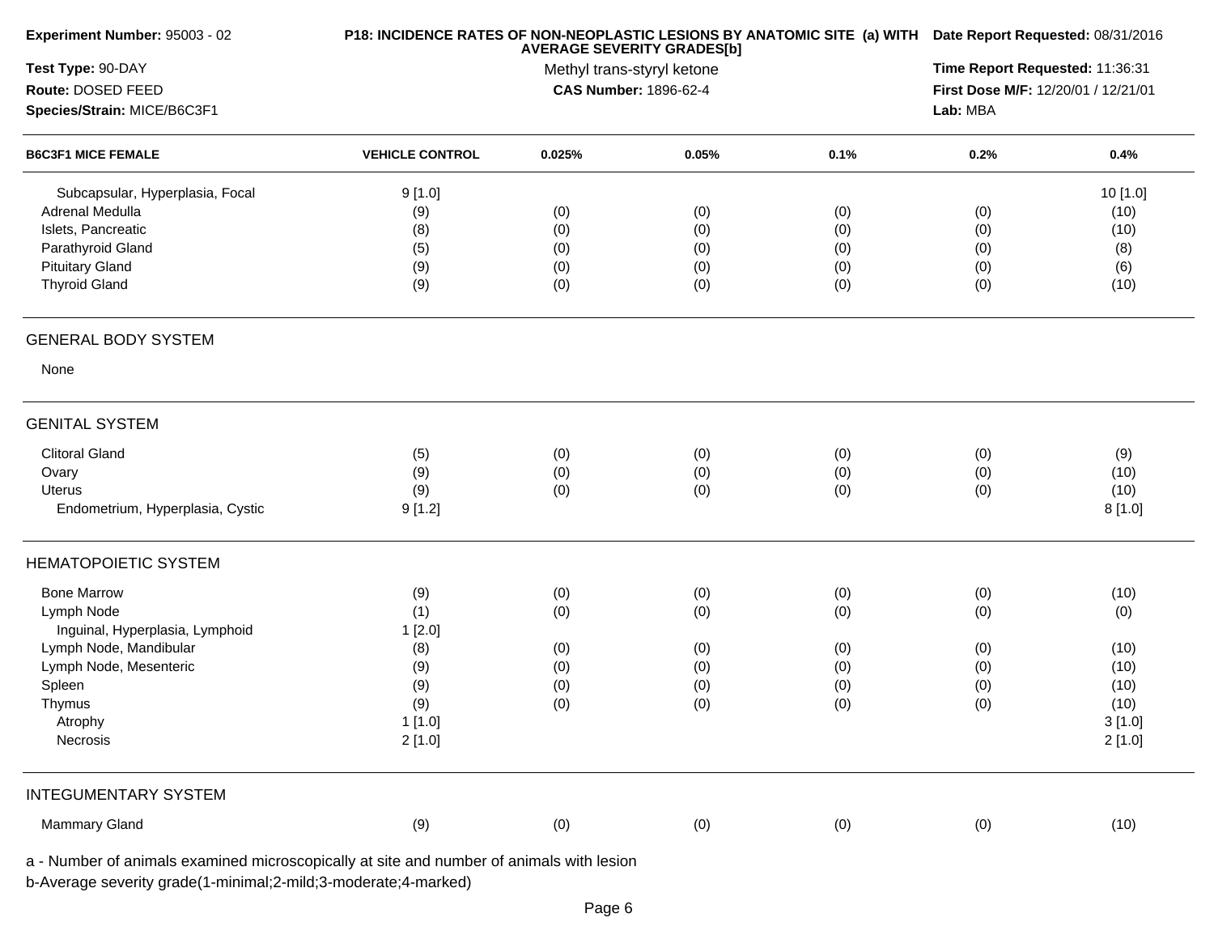**Experiment Number:** 95003 - 02

**Test Type:** 90-DAY

**Route:** DOSED FEED

**Species/Strain:** MICE/B6C3F1

**P18: INCIDENCE RATES OF NON-NEOPLASTIC LESIONS BY ANATOMIC SITE (a) WITH AVERAGE SEVERITY GRADES[b]**

Methyl trans-styryl ketone

**CAS Number:** 1896-62-4

**Date Report Requested:** 08/31/2016

**Time Report Requested:** 11:36:31

**First Dose M/F:** 12/20/01 / 12/21/01

**Lab:** MBA

| B6C3F1 MICE FEMALE | VEHICLE CONTROL | 0.025% | 0.05% | 0.1% | 0.2% | 0.4% |
|---|---|---|---|---|---|---|
| Subcapsular, Hyperplasia, Focal | 9 [1.0] | | | | | 10 [1.0] |
| Adrenal Medulla | (9) | (0) | (0) | (0) | (0) | (10) |
| Islets, Pancreatic | (8) | (0) | (0) | (0) | (0) | (10) |
| Parathyroid Gland | (5) | (0) | (0) | (0) | (0) | (8) |
| Pituitary Gland | (9) | (0) | (0) | (0) | (0) | (6) |
| Thyroid Gland | (9) | (0) | (0) | (0) | (0) | (10) |
| **GENERAL BODY SYSTEM** | | | | | | |
| None | | | | | | |
| **GENITAL SYSTEM** | | | | | | |
| Clitoral Gland | (5) | (0) | (0) | (0) | (0) | (9) |
| Ovary | (9) | (0) | (0) | (0) | (0) | (10) |
| Uterus | (9) | (0) | (0) | (0) | (0) | (10) |
| Endometrium, Hyperplasia, Cystic | 9 [1.2] | | | | | 8 [1.0] |
| **HEMATOPOIETIC SYSTEM** | | | | | | |
| Bone Marrow | (9) | (0) | (0) | (0) | (0) | (10) |
| Lymph Node | (1) | (0) | (0) | (0) | (0) | (0) |
| Inguinal, Hyperplasia, Lymphoid | 1 [2.0] | | | | | |
| Lymph Node, Mandibular | (8) | (0) | (0) | (0) | (0) | (10) |
| Lymph Node, Mesenteric | (9) | (0) | (0) | (0) | (0) | (10) |
| Spleen | (9) | (0) | (0) | (0) | (0) | (10) |
| Thymus | (9) | (0) | (0) | (0) | (0) | (10) |
| Atrophy | 1 [1.0] | | | | | 3 [1.0] |
| Necrosis | 2 [1.0] | | | | | 2 [1.0] |
| **INTEGUMENTARY SYSTEM** | | | | | | |
| Mammary Gland | (9) | (0) | (0) | (0) | (0) | (10) |

a - Number of animals examined microscopically at site and number of animals with lesion

b-Average severity grade(1-minimal;2-mild;3-moderate;4-marked)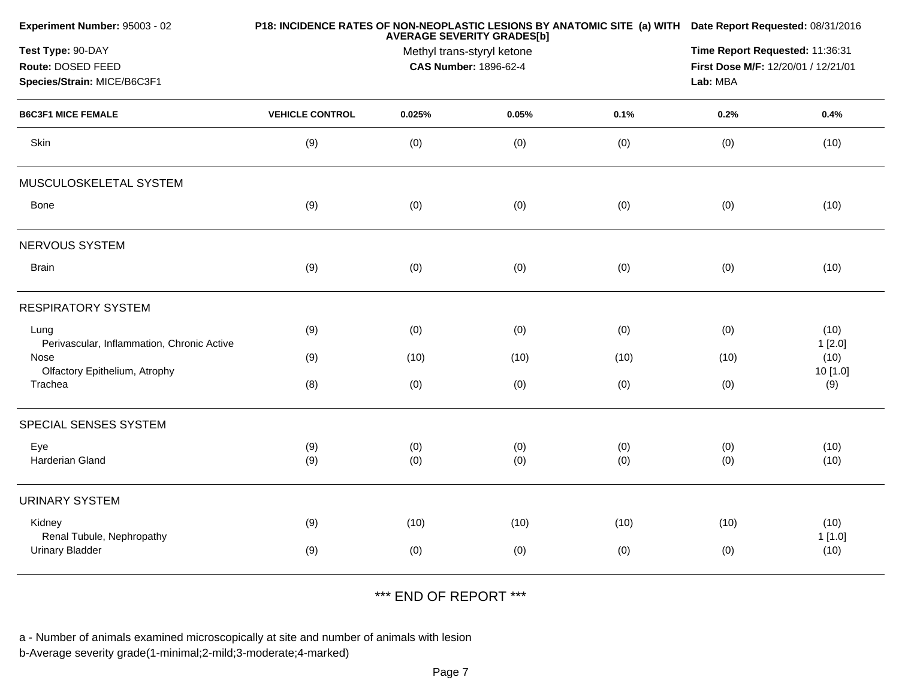**Experiment Number:** 95003 - 02
**Test Type:** 90-DAY
**Route:** DOSED FEED
**Species/Strain:** MICE/B6C3F1

**P18: INCIDENCE RATES OF NON-NEOPLASTIC LESIONS BY ANATOMIC SITE (a) WITH AVERAGE SEVERITY GRADES[b]**
Methyl trans-styryl ketone
**CAS Number:** 1896-62-4

**Date Report Requested:** 08/31/2016
**Time Report Requested:** 11:36:31
**First Dose M/F:** 12/20/01 / 12/21/01
**Lab:** MBA

| B6C3F1 MICE FEMALE | VEHICLE CONTROL | 0.025% | 0.05% | 0.1% | 0.2% | 0.4% |
|---|---|---|---|---|---|---|
| Skin | (9) | (0) | (0) | (0) | (0) | (10) |
| **MUSCULOSKELETAL SYSTEM** | | | | | | |
| Bone | (9) | (0) | (0) | (0) | (0) | (10) |
| **NERVOUS SYSTEM** | | | | | | |
| Brain | (9) | (0) | (0) | (0) | (0) | (10) |
| **RESPIRATORY SYSTEM** | | | | | | |
| Lung | (9) | (0) | (0) | (0) | (0) | (10) |
| Perivascular, Inflammation, Chronic Active | | | | | | 1 [2.0] |
| Nose | (9) | (10) | (10) | (10) | (10) | (10) |
| Olfactory Epithelium, Atrophy | | | | | | 10 [1.0] |
| Trachea | (8) | (0) | (0) | (0) | (0) | (9) |
| **SPECIAL SENSES SYSTEM** | | | | | | |
| Eye | (9) | (0) | (0) | (0) | (0) | (10) |
| Harderian Gland | (9) | (0) | (0) | (0) | (0) | (10) |
| **URINARY SYSTEM** | | | | | | |
| Kidney | (9) | (10) | (10) | (10) | (10) | (10) |
| Renal Tubule, Nephropathy | | | | | | 1 [1.0] |
| Urinary Bladder | (9) | (0) | (0) | (0) | (0) | (10) |

*** END OF REPORT ***

a - Number of animals examined microscopically at site and number of animals with lesion
b-Average severity grade(1-minimal;2-mild;3-moderate;4-marked)